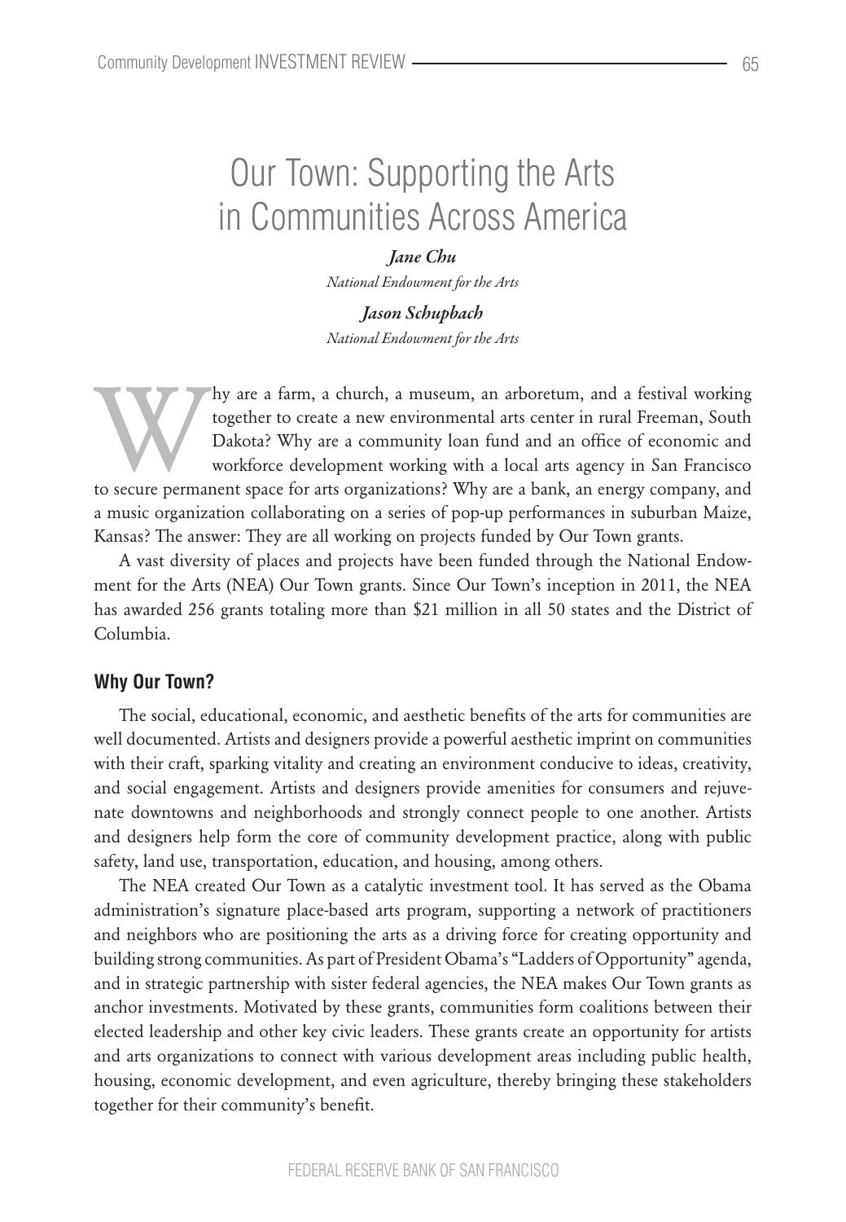# Our Town: Supporting the Arts in Communities Across America

***Jane Chu***
*National Endowment for the Arts*

***Jason Schupbach***
*National Endowment for the Arts*

Why are a farm, a church, a museum, an arboretum, and a festival working together to create a new environmental arts center in rural Freeman, South Dakota? Why are a community loan fund and an office of economic and workforce development working with a local arts agency in San Francisco to secure permanent space for arts organizations? Why are a bank, an energy company, and a music organization collaborating on a series of pop-up performances in suburban Maize, Kansas? The answer: They are all working on projects funded by Our Town grants.

A vast diversity of places and projects have been funded through the National Endowment for the Arts (NEA) Our Town grants. Since Our Town's inception in 2011, the NEA has awarded 256 grants totaling more than $21 million in all 50 states and the District of Columbia.

## Why Our Town?

The social, educational, economic, and aesthetic benefits of the arts for communities are well documented. Artists and designers provide a powerful aesthetic imprint on communities with their craft, sparking vitality and creating an environment conducive to ideas, creativity, and social engagement. Artists and designers provide amenities for consumers and rejuvenate downtowns and neighborhoods and strongly connect people to one another. Artists and designers help form the core of community development practice, along with public safety, land use, transportation, education, and housing, among others.

The NEA created Our Town as a catalytic investment tool. It has served as the Obama administration's signature place-based arts program, supporting a network of practitioners and neighbors who are positioning the arts as a driving force for creating opportunity and building strong communities. As part of President Obama's "Ladders of Opportunity" agenda, and in strategic partnership with sister federal agencies, the NEA makes Our Town grants as anchor investments. Motivated by these grants, communities form coalitions between their elected leadership and other key civic leaders. These grants create an opportunity for artists and arts organizations to connect with various development areas including public health, housing, economic development, and even agriculture, thereby bringing these stakeholders together for their community's benefit.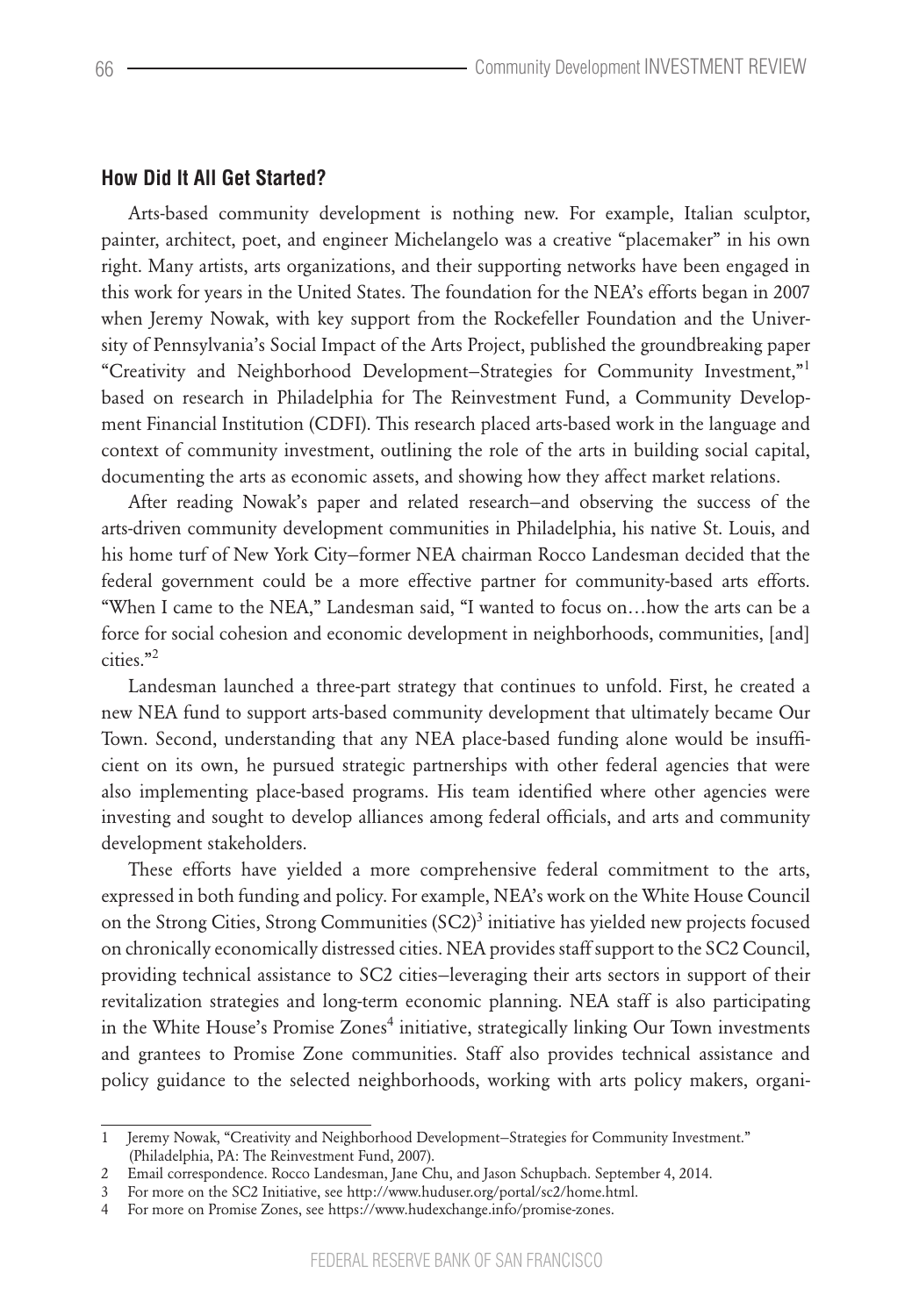### How Did It All Get Started?

Arts-based community development is nothing new. For example, Italian sculptor, painter, architect, poet, and engineer Michelangelo was a creative "placemaker" in his own right. Many artists, arts organizations, and their supporting networks have been engaged in this work for years in the United States. The foundation for the NEA's efforts began in 2007 when Jeremy Nowak, with key support from the Rockefeller Foundation and the University of Pennsylvania's Social Impact of the Arts Project, published the groundbreaking paper "Creativity and Neighborhood Development—Strategies for Community Investment,"[1] based on research in Philadelphia for The Reinvestment Fund, a Community Development Financial Institution (CDFI). This research placed arts-based work in the language and context of community investment, outlining the role of the arts in building social capital, documenting the arts as economic assets, and showing how they affect market relations.

After reading Nowak's paper and related research—and observing the success of the arts-driven community development communities in Philadelphia, his native St. Louis, and his home turf of New York City—former NEA chairman Rocco Landesman decided that the federal government could be a more effective partner for community-based arts efforts. "When I came to the NEA," Landesman said, "I wanted to focus on…how the arts can be a force for social cohesion and economic development in neighborhoods, communities, [and] cities."[2]

Landesman launched a three-part strategy that continues to unfold. First, he created a new NEA fund to support arts-based community development that ultimately became Our Town. Second, understanding that any NEA place-based funding alone would be insufficient on its own, he pursued strategic partnerships with other federal agencies that were also implementing place-based programs. His team identified where other agencies were investing and sought to develop alliances among federal officials, and arts and community development stakeholders.

These efforts have yielded a more comprehensive federal commitment to the arts, expressed in both funding and policy. For example, NEA's work on the White House Council on the Strong Cities, Strong Communities (SC2)[3] initiative has yielded new projects focused on chronically economically distressed cities. NEA provides staff support to the SC2 Council, providing technical assistance to SC2 cities—leveraging their arts sectors in support of their revitalization strategies and long-term economic planning. NEA staff is also participating in the White House's Promise Zones[4] initiative, strategically linking Our Town investments and grantees to Promise Zone communities. Staff also provides technical assistance and policy guidance to the selected neighborhoods, working with arts policy makers, organi-

---

1 Jeremy Nowak, "Creativity and Neighborhood Development—Strategies for Community Investment." (Philadelphia, PA: The Reinvestment Fund, 2007).

2 Email correspondence. Rocco Landesman, Jane Chu, and Jason Schupbach. September 4, 2014.

3 For more on the SC2 Initiative, see http://www.huduser.org/portal/sc2/home.html.

4 For more on Promise Zones, see https://www.hudexchange.info/promise-zones.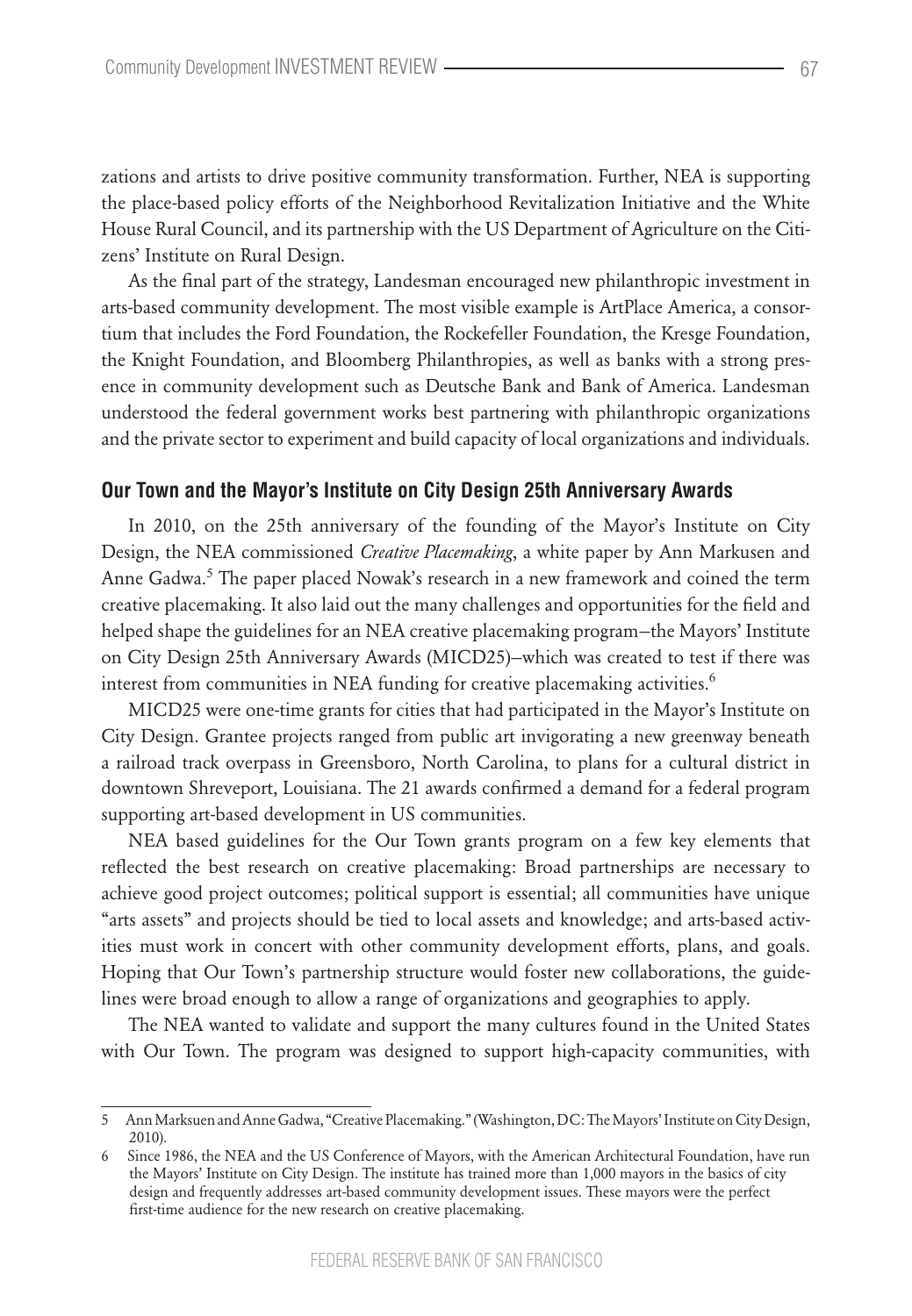zations and artists to drive positive community transformation. Further, NEA is supporting the place-based policy efforts of the Neighborhood Revitalization Initiative and the White House Rural Council, and its partnership with the US Department of Agriculture on the Citizens' Institute on Rural Design.

As the final part of the strategy, Landesman encouraged new philanthropic investment in arts-based community development. The most visible example is ArtPlace America, a consortium that includes the Ford Foundation, the Rockefeller Foundation, the Kresge Foundation, the Knight Foundation, and Bloomberg Philanthropies, as well as banks with a strong presence in community development such as Deutsche Bank and Bank of America. Landesman understood the federal government works best partnering with philanthropic organizations and the private sector to experiment and build capacity of local organizations and individuals.

## Our Town and the Mayor's Institute on City Design 25th Anniversary Awards

In 2010, on the 25th anniversary of the founding of the Mayor's Institute on City Design, the NEA commissioned *Creative Placemaking*, a white paper by Ann Markusen and Anne Gadwa.[5] The paper placed Nowak's research in a new framework and coined the term creative placemaking. It also laid out the many challenges and opportunities for the field and helped shape the guidelines for an NEA creative placemaking program—the Mayors' Institute on City Design 25th Anniversary Awards (MICD25)—which was created to test if there was interest from communities in NEA funding for creative placemaking activities.[6]

MICD25 were one-time grants for cities that had participated in the Mayor's Institute on City Design. Grantee projects ranged from public art invigorating a new greenway beneath a railroad track overpass in Greensboro, North Carolina, to plans for a cultural district in downtown Shreveport, Louisiana. The 21 awards confirmed a demand for a federal program supporting art-based development in US communities.

NEA based guidelines for the Our Town grants program on a few key elements that reflected the best research on creative placemaking: Broad partnerships are necessary to achieve good project outcomes; political support is essential; all communities have unique "arts assets" and projects should be tied to local assets and knowledge; and arts-based activities must work in concert with other community development efforts, plans, and goals. Hoping that Our Town's partnership structure would foster new collaborations, the guidelines were broad enough to allow a range of organizations and geographies to apply.

The NEA wanted to validate and support the many cultures found in the United States with Our Town. The program was designed to support high-capacity communities, with

---

5 Ann Markusen and Anne Gadwa, "Creative Placemaking." (Washington, DC: The Mayors' Institute on City Design, 2010).

6 Since 1986, the NEA and the US Conference of Mayors, with the American Architectural Foundation, have run the Mayors' Institute on City Design. The institute has trained more than 1,000 mayors in the basics of city design and frequently addresses art-based community development issues. These mayors were the perfect first-time audience for the new research on creative placemaking.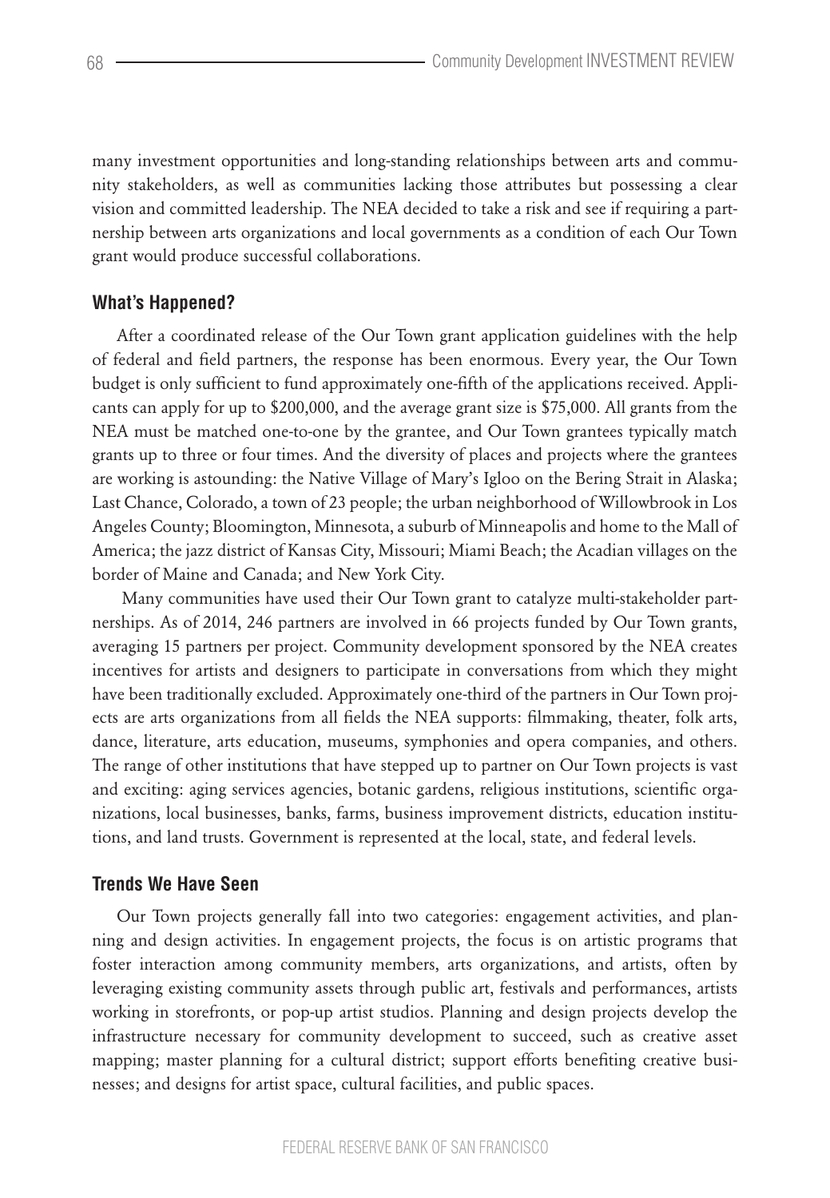many investment opportunities and long-standing relationships between arts and community stakeholders, as well as communities lacking those attributes but possessing a clear vision and committed leadership. The NEA decided to take a risk and see if requiring a partnership between arts organizations and local governments as a condition of each Our Town grant would produce successful collaborations.

### What's Happened?

After a coordinated release of the Our Town grant application guidelines with the help of federal and field partners, the response has been enormous. Every year, the Our Town budget is only sufficient to fund approximately one-fifth of the applications received. Applicants can apply for up to $200,000, and the average grant size is $75,000. All grants from the NEA must be matched one-to-one by the grantee, and Our Town grantees typically match grants up to three or four times. And the diversity of places and projects where the grantees are working is astounding: the Native Village of Mary's Igloo on the Bering Strait in Alaska; Last Chance, Colorado, a town of 23 people; the urban neighborhood of Willowbrook in Los Angeles County; Bloomington, Minnesota, a suburb of Minneapolis and home to the Mall of America; the jazz district of Kansas City, Missouri; Miami Beach; the Acadian villages on the border of Maine and Canada; and New York City.

Many communities have used their Our Town grant to catalyze multi-stakeholder partnerships. As of 2014, 246 partners are involved in 66 projects funded by Our Town grants, averaging 15 partners per project. Community development sponsored by the NEA creates incentives for artists and designers to participate in conversations from which they might have been traditionally excluded. Approximately one-third of the partners in Our Town projects are arts organizations from all fields the NEA supports: filmmaking, theater, folk arts, dance, literature, arts education, museums, symphonies and opera companies, and others. The range of other institutions that have stepped up to partner on Our Town projects is vast and exciting: aging services agencies, botanic gardens, religious institutions, scientific organizations, local businesses, banks, farms, business improvement districts, education institutions, and land trusts. Government is represented at the local, state, and federal levels.

### Trends We Have Seen

Our Town projects generally fall into two categories: engagement activities, and planning and design activities. In engagement projects, the focus is on artistic programs that foster interaction among community members, arts organizations, and artists, often by leveraging existing community assets through public art, festivals and performances, artists working in storefronts, or pop-up artist studios. Planning and design projects develop the infrastructure necessary for community development to succeed, such as creative asset mapping; master planning for a cultural district; support efforts benefiting creative businesses; and designs for artist space, cultural facilities, and public spaces.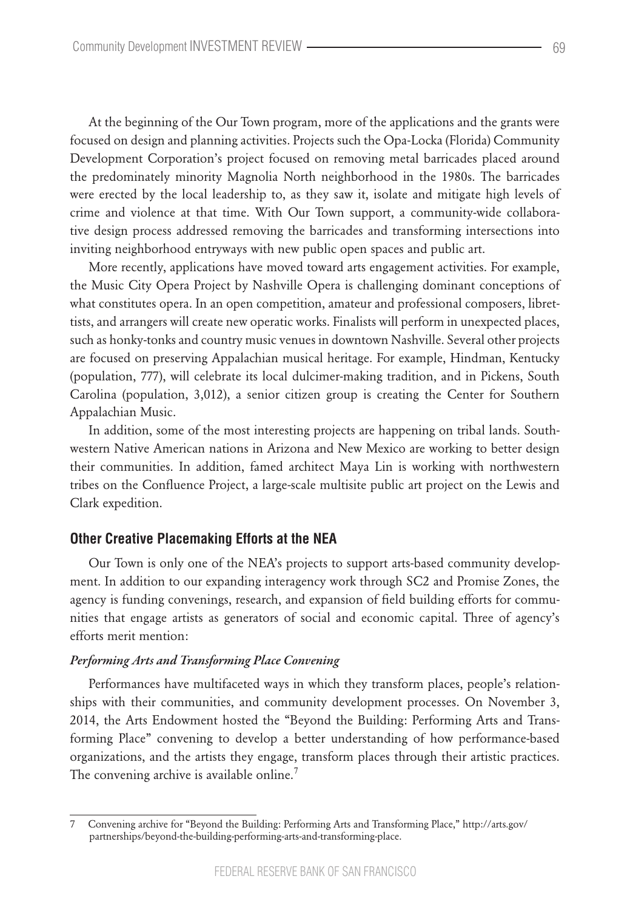At the beginning of the Our Town program, more of the applications and the grants were focused on design and planning activities. Projects such the Opa-Locka (Florida) Community Development Corporation's project focused on removing metal barricades placed around the predominately minority Magnolia North neighborhood in the 1980s. The barricades were erected by the local leadership to, as they saw it, isolate and mitigate high levels of crime and violence at that time. With Our Town support, a community-wide collaborative design process addressed removing the barricades and transforming intersections into inviting neighborhood entryways with new public open spaces and public art.

More recently, applications have moved toward arts engagement activities. For example, the Music City Opera Project by Nashville Opera is challenging dominant conceptions of what constitutes opera. In an open competition, amateur and professional composers, librettists, and arrangers will create new operatic works. Finalists will perform in unexpected places, such as honky-tonks and country music venues in downtown Nashville. Several other projects are focused on preserving Appalachian musical heritage. For example, Hindman, Kentucky (population, 777), will celebrate its local dulcimer-making tradition, and in Pickens, South Carolina (population, 3,012), a senior citizen group is creating the Center for Southern Appalachian Music.

In addition, some of the most interesting projects are happening on tribal lands. Southwestern Native American nations in Arizona and New Mexico are working to better design their communities. In addition, famed architect Maya Lin is working with northwestern tribes on the Confluence Project, a large-scale multisite public art project on the Lewis and Clark expedition.

## Other Creative Placemaking Efforts at the NEA

Our Town is only one of the NEA's projects to support arts-based community development. In addition to our expanding interagency work through SC2 and Promise Zones, the agency is funding convenings, research, and expansion of field building efforts for communities that engage artists as generators of social and economic capital. Three of agency's efforts merit mention:

### *Performing Arts and Transforming Place Convening*

Performances have multifaceted ways in which they transform places, people's relationships with their communities, and community development processes. On November 3, 2014, the Arts Endowment hosted the "Beyond the Building: Performing Arts and Transforming Place" convening to develop a better understanding of how performance-based organizations, and the artists they engage, transform places through their artistic practices. The convening archive is available online.[7]

---

7 Convening archive for "Beyond the Building: Performing Arts and Transforming Place," http://arts.gov/partnerships/beyond-the-building-performing-arts-and-transforming-place.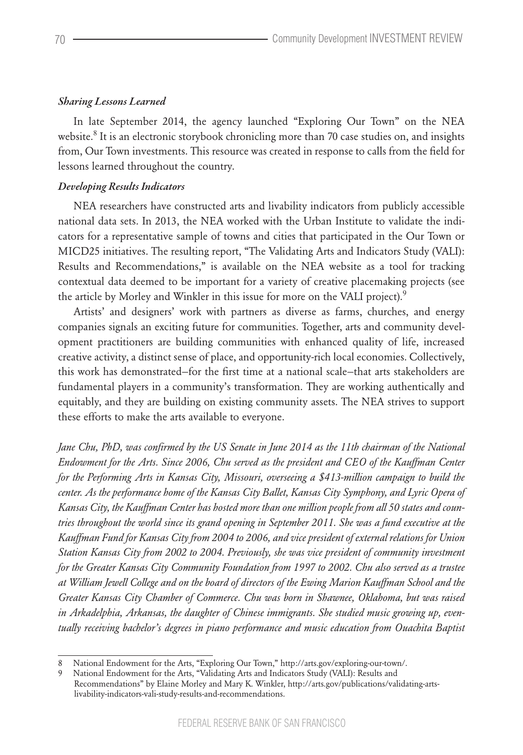***Sharing Lessons Learned***

In late September 2014, the agency launched "Exploring Our Town" on the NEA website.[8] It is an electronic storybook chronicling more than 70 case studies on, and insights from, Our Town investments. This resource was created in response to calls from the field for lessons learned throughout the country.

***Developing Results Indicators***

NEA researchers have constructed arts and livability indicators from publicly accessible national data sets. In 2013, the NEA worked with the Urban Institute to validate the indicators for a representative sample of towns and cities that participated in the Our Town or MICD25 initiatives. The resulting report, "The Validating Arts and Indicators Study (VALI): Results and Recommendations," is available on the NEA website as a tool for tracking contextual data deemed to be important for a variety of creative placemaking projects (see the article by Morley and Winkler in this issue for more on the VALI project).[9]

Artists' and designers' work with partners as diverse as farms, churches, and energy companies signals an exciting future for communities. Together, arts and community development practitioners are building communities with enhanced quality of life, increased creative activity, a distinct sense of place, and opportunity-rich local economies. Collectively, this work has demonstrated—for the first time at a national scale—that arts stakeholders are fundamental players in a community's transformation. They are working authentically and equitably, and they are building on existing community assets. The NEA strives to support these efforts to make the arts available to everyone.

*Jane Chu, PhD, was confirmed by the US Senate in June 2014 as the 11th chairman of the National Endowment for the Arts. Since 2006, Chu served as the president and CEO of the Kauffman Center for the Performing Arts in Kansas City, Missouri, overseeing a $413-million campaign to build the center. As the performance home of the Kansas City Ballet, Kansas City Symphony, and Lyric Opera of Kansas City, the Kauffman Center has hosted more than one million people from all 50 states and countries throughout the world since its grand opening in September 2011. She was a fund executive at the Kauffman Fund for Kansas City from 2004 to 2006, and vice president of external relations for Union Station Kansas City from 2002 to 2004. Previously, she was vice president of community investment for the Greater Kansas City Community Foundation from 1997 to 2002. Chu also served as a trustee at William Jewell College and on the board of directors of the Ewing Marion Kauffman School and the Greater Kansas City Chamber of Commerce. Chu was born in Shawnee, Oklahoma, but was raised in Arkadelphia, Arkansas, the daughter of Chinese immigrants. She studied music growing up, eventually receiving bachelor's degrees in piano performance and music education from Ouachita Baptist*

---

8 National Endowment for the Arts, "Exploring Our Town," http://arts.gov/exploring-our-town/.

9 National Endowment for the Arts, "Validating Arts and Indicators Study (VALI): Results and Recommendations" by Elaine Morley and Mary K. Winkler, http://arts.gov/publications/validating-arts-livability-indicators-vali-study-results-and-recommendations.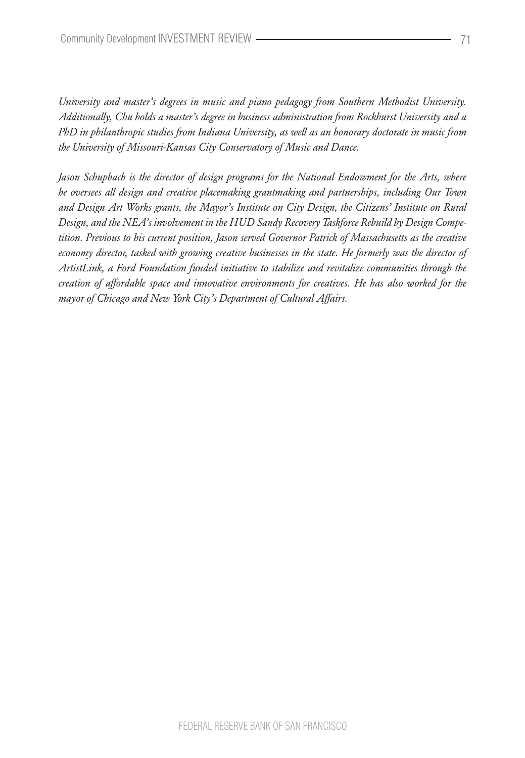*University and master's degrees in music and piano pedagogy from Southern Methodist University. Additionally, Chu holds a master's degree in business administration from Rockhurst University and a PhD in philanthropic studies from Indiana University, as well as an honorary doctorate in music from the University of Missouri-Kansas City Conservatory of Music and Dance.*

*Jason Schupbach is the director of design programs for the National Endowment for the Arts, where he oversees all design and creative placemaking grantmaking and partnerships, including Our Town and Design Art Works grants, the Mayor's Institute on City Design, the Citizens' Institute on Rural Design, and the NEA's involvement in the HUD Sandy Recovery Taskforce Rebuild by Design Competition. Previous to his current position, Jason served Governor Patrick of Massachusetts as the creative economy director, tasked with growing creative businesses in the state. He formerly was the director of ArtistLink, a Ford Foundation funded initiative to stabilize and revitalize communities through the creation of affordable space and innovative environments for creatives. He has also worked for the mayor of Chicago and New York City's Department of Cultural Affairs.*